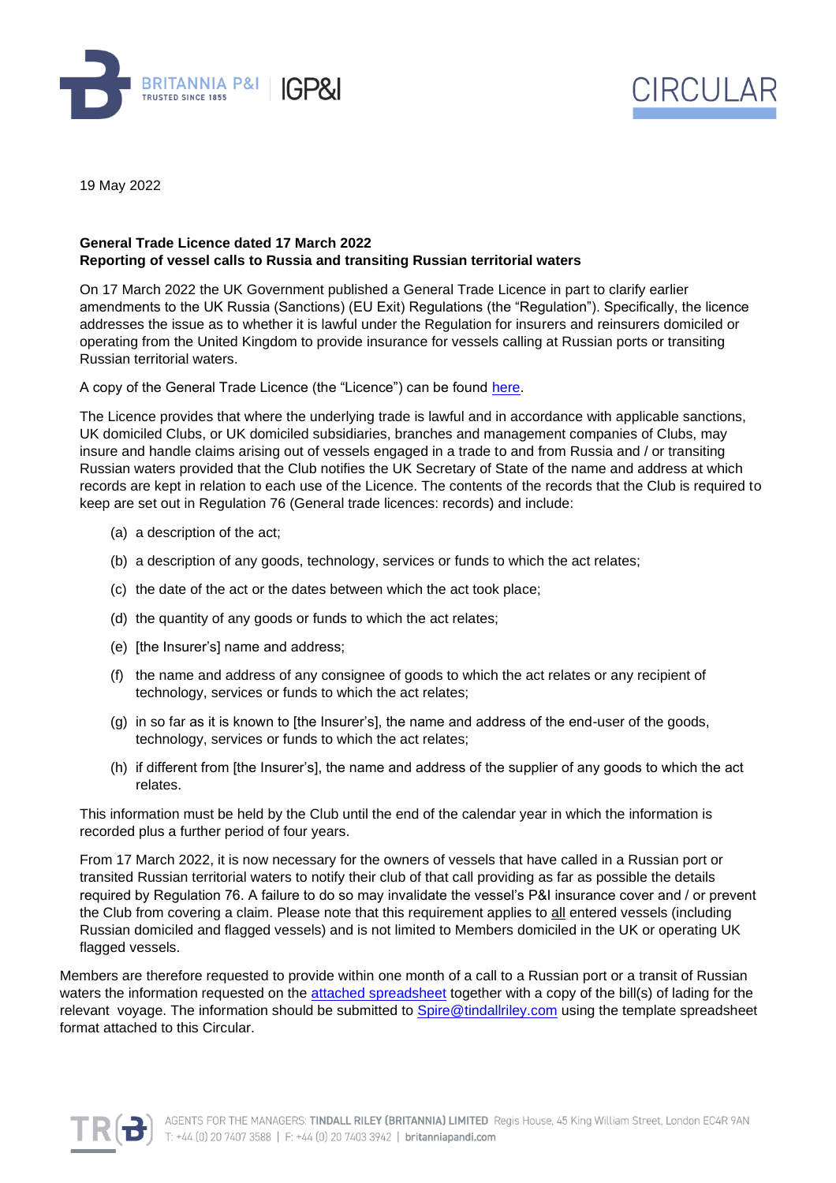BRITANNIA P&I
TRUSTED SINCE 1855

IGP&I

# CIRCULAR

19 May 2022

**General Trade Licence dated 17 March 2022**
**Reporting of vessel calls to Russia and transiting Russian territorial waters**

On 17 March 2022 the UK Government published a General Trade Licence in part to clarify earlier amendments to the UK Russia (Sanctions) (EU Exit) Regulations (the "Regulation"). Specifically, the licence addresses the issue as to whether it is lawful under the Regulation for insurers and reinsurers domiciled or operating from the United Kingdom to provide insurance for vessels calling at Russian ports or transiting Russian territorial waters.

A copy of the General Trade Licence (the "Licence") can be found here.

The Licence provides that where the underlying trade is lawful and in accordance with applicable sanctions, UK domiciled Clubs, or UK domiciled subsidiaries, branches and management companies of Clubs, may insure and handle claims arising out of vessels engaged in a trade to and from Russia and / or transiting Russian waters provided that the Club notifies the UK Secretary of State of the name and address at which records are kept in relation to each use of the Licence. The contents of the records that the Club is required to keep are set out in Regulation 76 (General trade licences: records) and include:

(a) a description of the act;

(b) a description of any goods, technology, services or funds to which the act relates;

(c) the date of the act or the dates between which the act took place;

(d) the quantity of any goods or funds to which the act relates;

(e) [the Insurer's] name and address;

(f) the name and address of any consignee of goods to which the act relates or any recipient of technology, services or funds to which the act relates;

(g) in so far as it is known to [the Insurer's], the name and address of the end-user of the goods, technology, services or funds to which the act relates;

(h) if different from [the Insurer's], the name and address of the supplier of any goods to which the act relates.

This information must be held by the Club until the end of the calendar year in which the information is recorded plus a further period of four years.

From 17 March 2022, it is now necessary for the owners of vessels that have called in a Russian port or transited Russian territorial waters to notify their club of that call providing as far as possible the details required by Regulation 76. A failure to do so may invalidate the vessel's P&I insurance cover and / or prevent the Club from covering a claim. Please note that this requirement applies to all entered vessels (including Russian domiciled and flagged vessels) and is not limited to Members domiciled in the UK or operating UK flagged vessels.

Members are therefore requested to provide within one month of a call to a Russian port or a transit of Russian waters the information requested on the attached spreadsheet together with a copy of the bill(s) of lading for the relevant voyage. The information should be submitted to Spire@tindallriley.com using the template spreadsheet format attached to this Circular.

AGENTS FOR THE MANAGERS: TINDALL RILEY (BRITANNIA) LIMITED Regis House, 45 King William Street, London EC4R 9AN
T: +44 (0) 20 7407 3588 | F: +44 (0) 20 7403 3942 | britanniapandi.com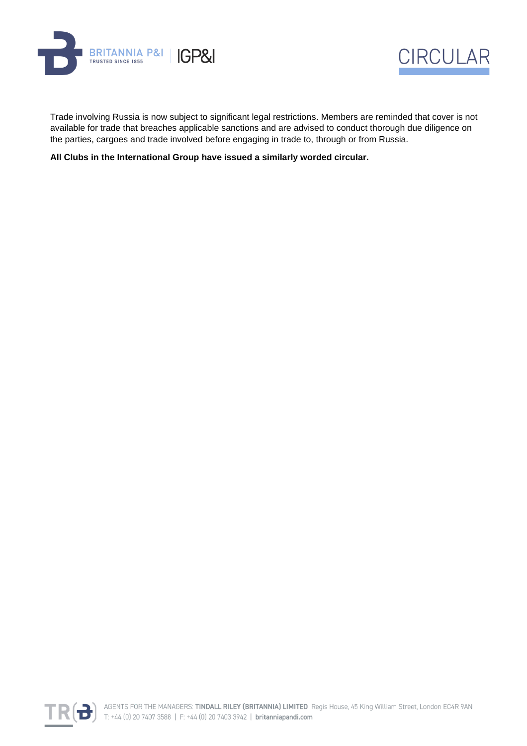Trade involving Russia is now subject to significant legal restrictions. Members are reminded that cover is not available for trade that breaches applicable sanctions and are advised to conduct thorough due diligence on the parties, cargoes and trade involved before engaging in trade to, through or from Russia.

**All Clubs in the International Group have issued a similarly worded circular.**